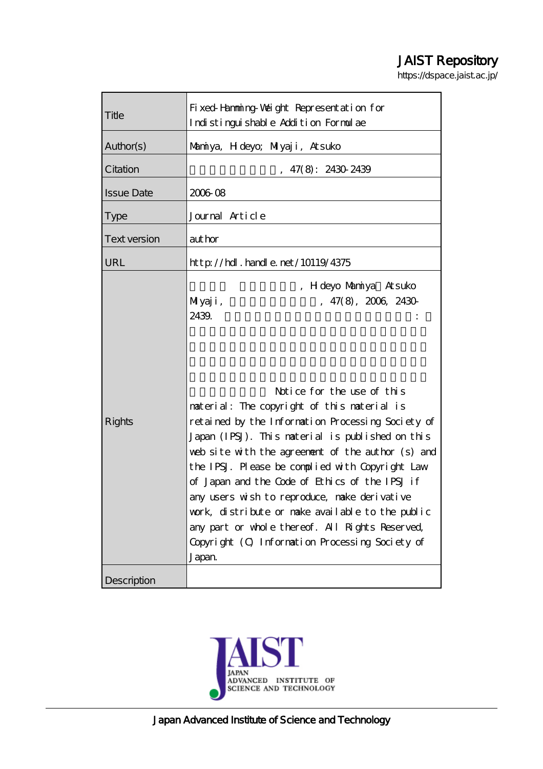# JAIST Repository

https://dspace.jaist.ac.jp/

| | |
|---|---|
| Title | Fixed-Hamming-Weight Representation for Indistinguishable Addition Formulae |
| Author(s) | Mamiya, Hideyo; Miyaji, Atsuko |
| Citation | , 47(8): 2430-2439 |
| Issue Date | 2006-08 |
| Type | Journal Article |
| Text version | author |
| URL | http://hdl.handle.net/10119/4375 |
| Rights | , Hideyo Mamiya, Atsuko Miyaji, , 47(8), 2006, 2430-2439. : Notice for the use of this material: The copyright of this material is retained by the Information Processing Society of Japan (IPSJ). This material is published on this web site with the agreement of the author (s) and the IPSJ. Please be complied with Copyright Law of Japan and the Code of Ethics of the IPSJ if any users wish to reproduce, make derivative work, distribute or make available to the public any part or whole thereof. All Rights Reserved, Copyright (C) Information Processing Society of Japan. |
| Description | |

Japan Advanced Institute of Science and Technology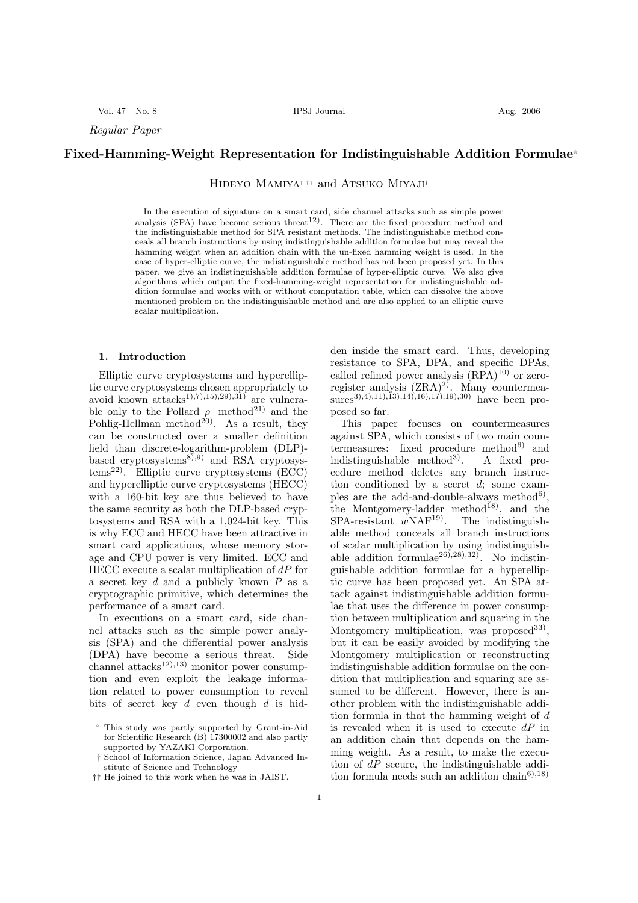*Regular Paper*

# Fixed-Hamming-Weight Representation for Indistinguishable Addition Formulae☆

Hideyo Mamiya†,†† and Atsuko Miyaji†

In the execution of signature on a smart card, side channel attacks such as simple power analysis (SPA) have become serious threat[12]. There are the fixed procedure method and the indistinguishable method for SPA resistant methods. The indistinguishable method conceals all branch instructions by using indistinguishable addition formulae but may reveal the hamming weight when an addition chain with the un-fixed hamming weight is used. In the case of hyper-elliptic curve, the indistinguishable method has not been proposed yet. In this paper, we give an indistinguishable addition formulae of hyper-elliptic curve. We also give algorithms which output the fixed-hamming-weight representation for indistinguishable addition formulae and works with or without computation table, which can dissolve the above mentioned problem on the indistinguishable method and are also applied to an elliptic curve scalar multiplication.

## 1. Introduction

Elliptic curve cryptosystems and hyperelliptic curve cryptosystems chosen appropriately to avoid known attacks[1),7),15),29),31)] are vulnerable only to the Pollard $\rho-$method[21)] and the Pohlig-Hellman method[20)]. As a result, they can be constructed over a smaller definition field than discrete-logarithm-problem (DLP)-based cryptosystems[8),9)] and RSA cryptosystems[22)]. Elliptic curve cryptosystems (ECC) and hyperelliptic curve cryptosystems (HECC) with a 160-bit key are thus believed to have the same security as both the DLP-based cryptosystems and RSA with a 1,024-bit key. This is why ECC and HECC have been attractive in smart card applications, whose memory storage and CPU power is very limited. ECC and HECC execute a scalar multiplication of $dP$ for a secret key $d$ and a publicly known $P$ as a cryptographic primitive, which determines the performance of a smart card.

In executions on a smart card, side channel attacks such as the simple power analysis (SPA) and the differential power analysis (DPA) have become a serious threat. Side channel attacks[12),13)] monitor power consumption and even exploit the leakage information related to power consumption to reveal bits of secret key $d$ even though $d$ is hidden inside the smart card. Thus, developing resistance to SPA, DPA, and specific DPAs, called refined power analysis (RPA)[10)] or zero-register analysis (ZRA)[2)]. Many countermeasures[3),4),11),13),14),16),17),19),30)] have been proposed so far.

This paper focuses on countermeasures against SPA, which consists of two main countermeasures: fixed procedure method[6)] and indistinguishable method[3)]. A fixed procedure method deletes any branch instruction conditioned by a secret $d$; some examples are the add-and-double-always method[6)], the Montgomery-ladder method[18)], and the SPA-resistant $w$NAF[19)]. The indistinguishable method conceals all branch instructions of scalar multiplication by using indistinguishable addition formulae[26),28),32)]. No indistinguishable addition formulae for a hyperelliptic curve has been proposed yet. An SPA attack against indistinguishable addition formulae that uses the difference in power consumption between multiplication and squaring in the Montgomery multiplication, was proposed[33)], but it can be easily avoided by modifying the Montgomery multiplication or reconstructing indistinguishable addition formulae on the condition that multiplication and squaring are assumed to be different. However, there is another problem with the indistinguishable addition formula in that the hamming weight of $d$ is revealed when it is used to execute $dP$ in an addition chain that depends on the hamming weight. As a result, to make the execution of $dP$ secure, the indistinguishable addition formula needs such an addition chain[6),18)]

☆ This study was partly supported by Grant-in-Aid for Scientific Research (B) 17300002 and also partly supported by YAZAKI Corporation.

† School of Information Science, Japan Advanced Institute of Science and Technology

†† He joined to this work when he was in JAIST.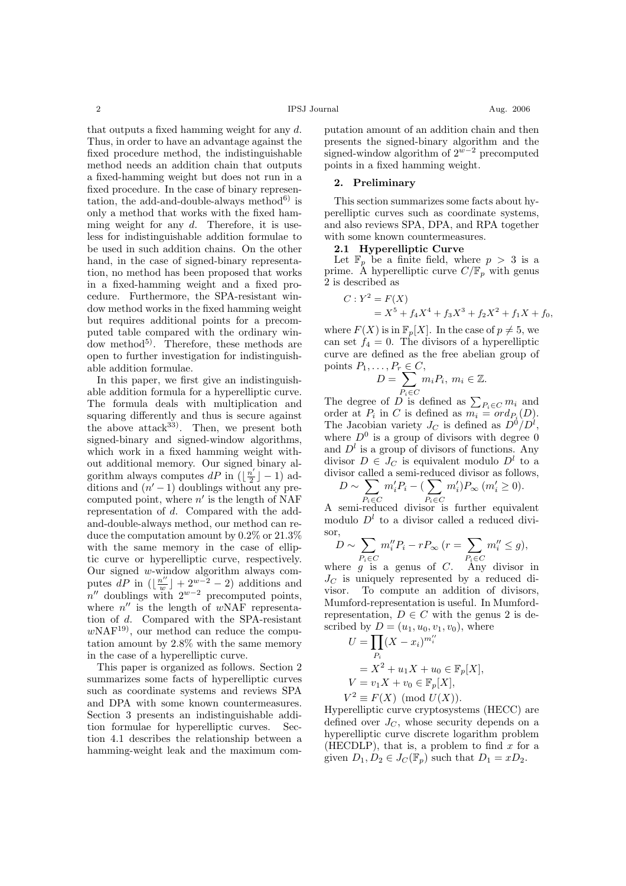that outputs a fixed hamming weight for any $d$. Thus, in order to have an advantage against the fixed procedure method, the indistinguishable method needs an addition chain that outputs a fixed-hamming weight but does not run in a fixed procedure. In the case of binary representation, the add-and-double-always method[6] is only a method that works with the fixed hamming weight for any $d$. Therefore, it is useless for indistinguishable addition formulae to be used in such addition chains. On the other hand, in the case of signed-binary representation, no method has been proposed that works in a fixed-hamming weight and a fixed procedure. Furthermore, the SPA-resistant window method works in the fixed hamming weight but requires additional points for a precomputed table compared with the ordinary window method[5]. Therefore, these methods are open to further investigation for indistinguishable addition formulae.

In this paper, we first give an indistinguishable addition formula for a hyperelliptic curve. The formula deals with multiplication and squaring differently and thus is secure against the above attack[33]. Then, we present both signed-binary and signed-window algorithms, which work in a fixed hamming weight without additional memory. Our signed binary algorithm always computes $dP$ in $(\lfloor \frac{n'}{2} \rfloor - 1)$ additions and $(n' - 1)$ doublings without any precomputed point, where $n'$ is the length of NAF representation of $d$. Compared with the add-and-double-always method, our method can reduce the computation amount by 0.2% or 21.3% with the same memory in the case of elliptic curve or hyperelliptic curve, respectively. Our signed $w$-window algorithm always computes $dP$ in $(\lfloor \frac{n''}{w} \rfloor + 2^{w-2} - 2)$ additions and $n''$ doublings with $2^{w-2}$ precomputed points, where $n''$ is the length of $w$NAF representation of $d$. Compared with the SPA-resistant $w$NAF[19], our method can reduce the computation amount by 2.8% with the same memory in the case of a hyperelliptic curve.

This paper is organized as follows. Section 2 summarizes some facts of hyperelliptic curves such as coordinate systems and reviews SPA and DPA with some known countermeasures. Section 3 presents an indistinguishable addition formulae for hyperelliptic curves. Section 4.1 describes the relationship between a hamming-weight leak and the maximum computation amount of an addition chain and then presents the signed-binary algorithm and the signed-window algorithm of $2^{w-2}$ precomputed points in a fixed hamming weight.

## 2. Preliminary

This section summarizes some facts about hyperelliptic curves such as coordinate systems, and also reviews SPA, DPA, and RPA together with some known countermeasures.

### 2.1 Hyperelliptic Curve

Let $\mathbb{F}_p$ be a finite field, where $p > 3$ is a prime. A hyperelliptic curve $C/\mathbb{F}_p$ with genus 2 is described as

$$
\begin{aligned}
C : Y^2 &= F(X) \\
&= X^5 + f_4 X^4 + f_3 X^3 + f_2 X^2 + f_1 X + f_0,
\end{aligned}
$$

where $F(X)$ is in $\mathbb{F}_p[X]$. In the case of $p \neq 5$, we can set $f_4 = 0$. The divisors of a hyperelliptic curve are defined as the free abelian group of points $P_1, \ldots, P_r \in C$,

$$
D = \sum_{P_i \in C} m_i P_i, \; m_i \in \mathbb{Z}.
$$

The degree of $D$ is defined as $\sum_{P_i \in C} m_i$ and order at $P_i$ in $C$ is defined as $m_i = ord_{P_i}(D)$. The Jacobian variety $J_C$ is defined as $D^0/D^l$, where $D^0$ is a group of divisors with degree 0 and $D^l$ is a group of divisors of functions. Any divisor $D \in J_C$ is equivalent modulo $D^l$ to a divisor called a semi-reduced divisor as follows,

$$
D \sim \sum_{P_i \in C} m'_i P_i - (\sum_{P_i \in C} m'_i) P_\infty \; (m'_i \geq 0).
$$

A semi-reduced divisor is further equivalent modulo $D^l$ to a divisor called a reduced divisor,

$$
D \sim \sum_{P_i \in C} m''_i P_i - r P_\infty \; (r = \sum_{P_i \in C} m''_i \leq g),
$$

where $g$ is a genus of $C$. Any divisor in $J_C$ is uniquely represented by a reduced divisor. To compute an addition of divisors, Mumford-representation is useful. In Mumford-representation, $D \in C$ with the genus 2 is described by $D = (u_1, u_0, v_1, v_0)$, where

$$
\begin{aligned}
U &= \prod_{P_i} (X - x_i)^{m''_i} \\
&= X^2 + u_1 X + u_0 \in \mathbb{F}_p[X], \\
V &= v_1 X + v_0 \in \mathbb{F}_p[X], \\
V^2 &\equiv F(X) \pmod{U(X)}.
\end{aligned}
$$

Hyperelliptic curve cryptosystems (HECC) are defined over $J_C$, whose security depends on a hyperelliptic curve discrete logarithm problem (HECDLP), that is, a problem to find $x$ for a given $D_1, D_2 \in J_C(\mathbb{F}_p)$ such that $D_1 = xD_2$.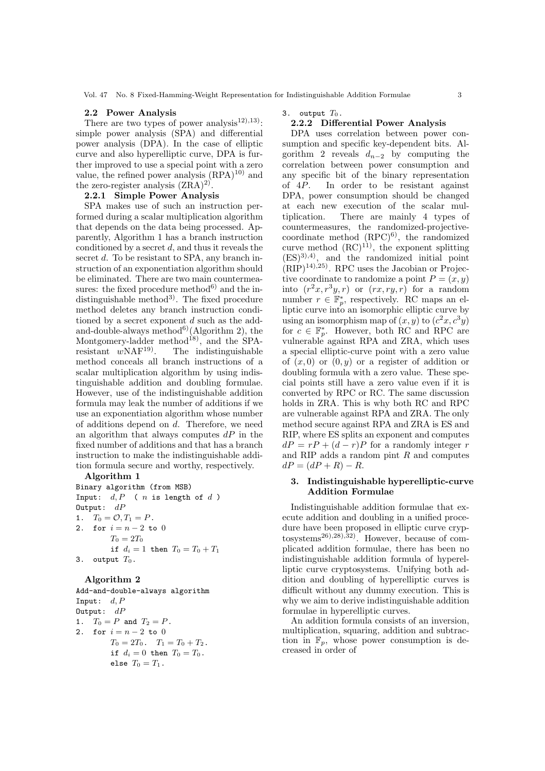### 2.2 Power Analysis

There are two types of power analysis[12),13)]: simple power analysis (SPA) and differential power analysis (DPA). In the case of elliptic curve and also hyperelliptic curve, DPA is further improved to use a special point with a zero value, the refined power analysis (RPA)[10)] and the zero-register analysis (ZRA)[2)].

#### 2.2.1 Simple Power Analysis

SPA makes use of such an instruction performed during a scalar multiplication algorithm that depends on the data being processed. Apparently, Algorithm 1 has a branch instruction conditioned by a secret $d$, and thus it reveals the secret $d$. To be resistant to SPA, any branch instruction of an exponentiation algorithm should be eliminated. There are two main countermeasures: the fixed procedure method[6)] and the indistinguishable method[3)]. The fixed procedure method deletes any branch instruction conditioned by a secret exponent $d$ such as the add-and-double-always method[6)](Algorithm 2), the Montgomery-ladder method[18)], and the SPA-resistant $w$NAF[19)]. The indistinguishable method conceals all branch instructions of a scalar multiplication algorithm by using indistinguishable addition and doubling formulae. However, use of the indistinguishable addition formula may leak the number of additions if we use an exponentiation algorithm whose number of additions depend on $d$. Therefore, we need an algorithm that always computes $dP$ in the fixed number of additions and that has a branch instruction to make the indistinguishable addition formula secure and worthy, respectively.

**Algorithm 1**

```
Binary algorithm (from MSB)
Input:  d, P  ( n is length of d )
Output:  dP
1.  T0 = O, T1 = P.
2.  for i = n − 2 to 0
        T0 = 2T0
        if di = 1 then T0 = T0 + T1
3.  output T0.
```

**Algorithm 2**

```
Add-and-double-always algorithm
Input:  d, P
Output:  dP
1.  T0 = P and T2 = P.
2.  for i = n − 2 to 0
        T0 = 2T0.   T1 = T0 + T2.
        if di = 0 then T0 = T0.
        else T0 = T1.
3.  output T0.
```

#### 2.2.2 Differential Power Analysis

DPA uses correlation between power consumption and specific key-dependent bits. Algorithm 2 reveals $d_{n-2}$ by computing the correlation between power consumption and any specific bit of the binary representation of $4P$. In order to be resistant against DPA, power consumption should be changed at each new execution of the scalar multiplication. There are mainly 4 types of countermeasures, the randomized-projective-coordinate method (RPC)[6)], the randomized curve method (RC)[11)], the exponent splitting (ES)[3),4)], and the randomized initial point (RIP)[14),25)]. RPC uses the Jacobian or Projective coordinate to randomize a point $P = (x, y)$ into $(r^2x, r^3y, r)$ or $(rx, ry, r)$ for a random number $r \in \mathbb{F}_p^*$, respectively. RC maps an elliptic curve into an isomorphic elliptic curve by using an isomorphism map of $(x, y)$ to $(c^2x, c^3y)$ for $c \in \mathbb{F}_p^*$. However, both RC and RPC are vulnerable against RPA and ZRA, which uses a special elliptic-curve point with a zero value of $(x, 0)$ or $(0, y)$ or a register of addition or doubling formula with a zero value. These special points still have a zero value even if it is converted by RPC or RC. The same discussion holds in ZRA. This is why both RC and RPC are vulnerable against RPA and ZRA. The only method secure against RPA and ZRA is ES and RIP, where ES splits an exponent and computes $dP = rP + (d - r)P$ for a randomly integer $r$ and RIP adds a random pint $R$ and computes $dP = (dP + R) - R$.

## 3. Indistinguishable hyperelliptic-curve Addition Formulae

Indistinguishable addition formulae that execute addition and doubling in a unified procedure have been proposed in elliptic curve cryptosystems[26),28),32)]. However, because of complicated addition formulae, there has been no indistinguishable addition formula of hyperelliptic curve cryptosystems. Unifying both addition and doubling of hyperelliptic curves is difficult without any dummy execution. This is why we aim to derive indistinguishable addition formulae in hyperelliptic curves.

An addition formula consists of an inversion, multiplication, squaring, addition and subtraction in $\mathbb{F}_p$, whose power consumption is decreased in order of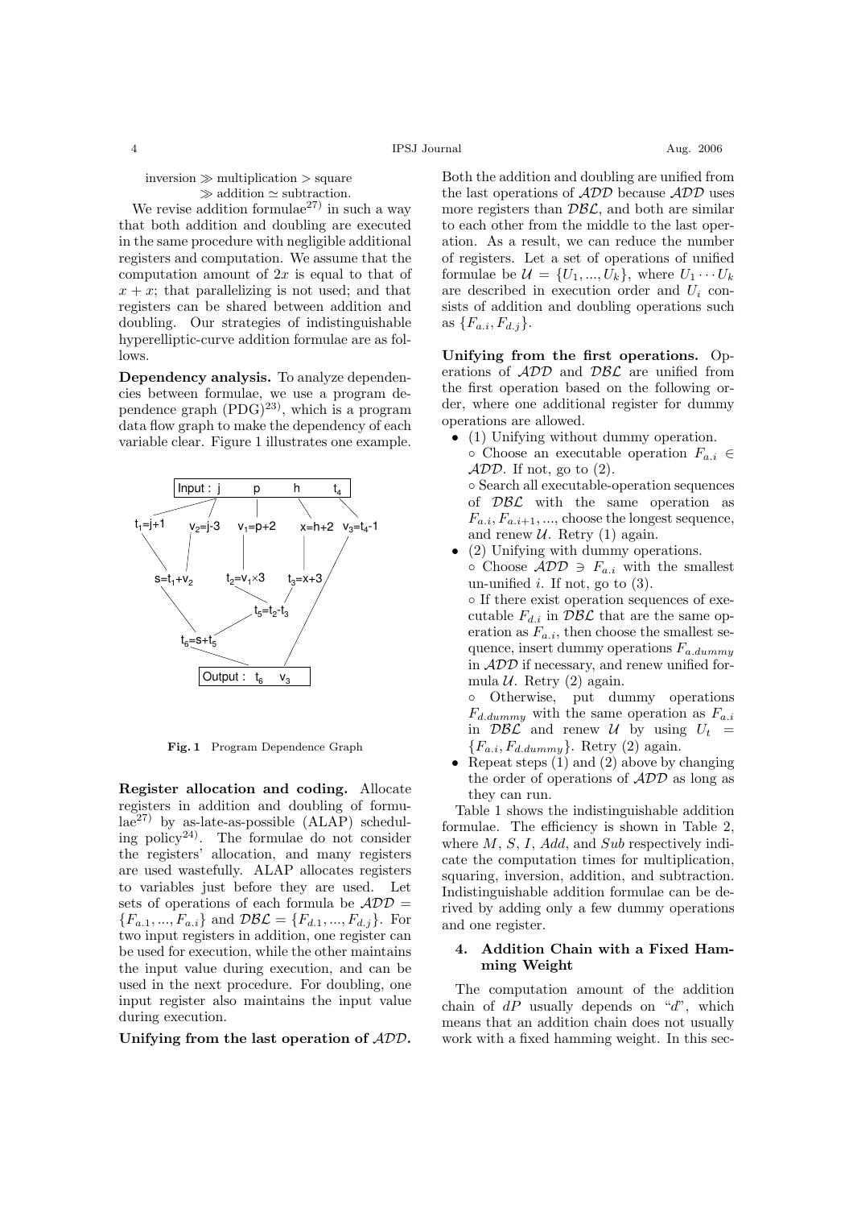inversion $\gg$ multiplication $>$ square
$\gg$ addition $\simeq$ subtraction.

We revise addition formulae[27] in such a way that both addition and doubling are executed in the same procedure with negligible additional registers and computation. We assume that the computation amount of $2x$ is equal to that of $x + x$; that parallelizing is not used; and that registers can be shared between addition and doubling. Our strategies of indistinguishable hyperelliptic-curve addition formulae are as follows.

**Dependency analysis.** To analyze dependencies between formulae, we use a program dependence graph (PDG)[23], which is a program data flow graph to make the dependency of each variable clear. Figure 1 illustrates one example.

Input : j p h $t_4$

$t_1$=j+1 $v_2$=j-3 $v_1$=p+2 x=h+2 $v_3$=$t_4$-1

s=$t_1$+$v_2$ $t_2$=$v_1$×3 $t_3$=x+3

$t_5$=$t_2$-$t_3$

$t_6$=s+$t_5$

Output : $t_6$ $v_3$

**Fig. 1** Program Dependence Graph

**Register allocation and coding.** Allocate registers in addition and doubling of formulae[27] by as-late-as-possible (ALAP) scheduling policy[24]. The formulae do not consider the registers' allocation, and many registers are used wastefully. ALAP allocates registers to variables just before they are used. Let sets of operations of each formula be $\mathcal{ADD} = \{F_{a.1}, ..., F_{a.i}\}$ and $\mathcal{DBL} = \{F_{d.1}, ..., F_{d.j}\}$. For two input registers in addition, one register can be used for execution, while the other maintains the input value during execution, and can be used in the next procedure. For doubling, one input register also maintains the input value during execution.

**Unifying from the last operation of $\mathcal{ADD}$.** Both the addition and doubling are unified from the last operations of $\mathcal{ADD}$ because $\mathcal{ADD}$ uses more registers than $\mathcal{DBL}$, and both are similar to each other from the middle to the last operation. As a result, we can reduce the number of registers. Let a set of operations of unified formulae be $\mathcal{U} = \{U_1, ..., U_k\}$, where $U_1 \cdots U_k$ are described in execution order and $U_i$ consists of addition and doubling operations such as $\{F_{a.i}, F_{d.j}\}$.

**Unifying from the first operations.** Operations of $\mathcal{ADD}$ and $\mathcal{DBL}$ are unified from the first operation based on the following order, where one additional register for dummy operations are allowed.

- (1) Unifying without dummy operation.
  - Choose an executable operation $F_{a.i} \in \mathcal{ADD}$. If not, go to (2).
  - Search all executable-operation sequences of $\mathcal{DBL}$ with the same operation as $F_{a.i}, F_{a.i+1}, ...$, choose the longest sequence, and renew $\mathcal{U}$. Retry (1) again.
- (2) Unifying with dummy operations.
  - Choose $\mathcal{ADD} \ni F_{a.i}$ with the smallest un-unified $i$. If not, go to (3).
  - If there exist operation sequences of executable $F_{d.i}$ in $\mathcal{DBL}$ that are the same operation as $F_{a.i}$, then choose the smallest sequence, insert dummy operations $F_{a.dummy}$ in $\mathcal{ADD}$ if necessary, and renew unified formula $\mathcal{U}$. Retry (2) again.
  - Otherwise, put dummy operations $F_{d.dummy}$ with the same operation as $F_{a.i}$ in $\mathcal{DBL}$ and renew $\mathcal{U}$ by using $U_t = \{F_{a.i}, F_{d.dummy}\}$. Retry (2) again.
- Repeat steps (1) and (2) above by changing the order of operations of $\mathcal{ADD}$ as long as they can run.

Table 1 shows the indistinguishable addition formulae. The efficiency is shown in Table 2, where $M$, $S$, $I$, $Add$, and $Sub$ respectively indicate the computation times for multiplication, squaring, inversion, addition, and subtraction. Indistinguishable addition formulae can be derived by adding only a few dummy operations and one register.

## 4. Addition Chain with a Fixed Hamming Weight

The computation amount of the addition chain of $dP$ usually depends on "$d$", which means that an addition chain does not usually work with a fixed hamming weight. In this sec-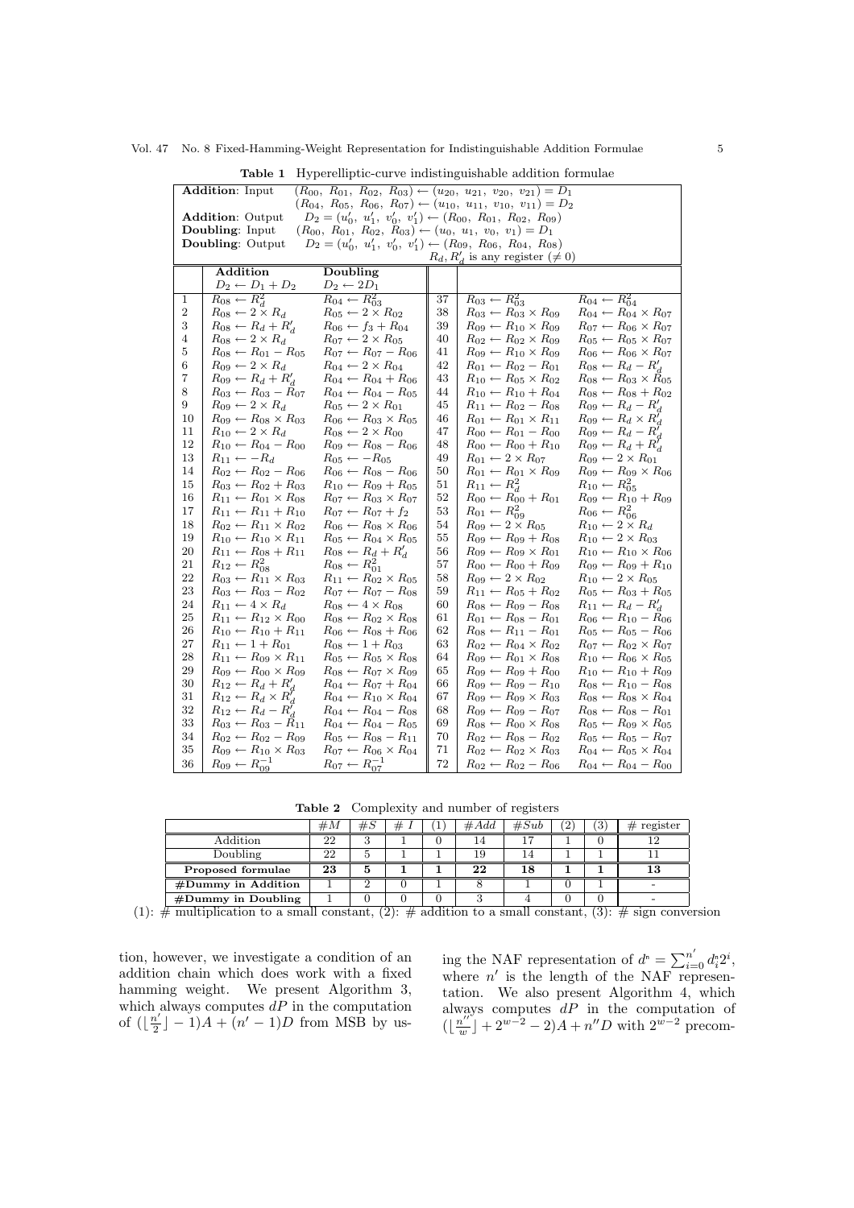**Table 1** Hyperelliptic-curve indistinguishable addition formulae

| **Addition**: Input | $(R_{00},\ R_{01},\ R_{02},\ R_{03}) \leftarrow (u_{20},\ u_{21},\ v_{20},\ v_{21}) = D_1$ | | | |
|---|---|---|---|---|
| | $(R_{04},\ R_{05},\ R_{06},\ R_{07}) \leftarrow (u_{10},\ u_{11},\ v_{10},\ v_{11}) = D_2$ | | | |
| **Addition**: Output | $D_2 = (u_0',\ u_1',\ v_0',\ v_1') \leftarrow (R_{00},\ R_{01},\ R_{02},\ R_{09})$ | | | |
| **Doubling**: Input | $(R_{00},\ R_{01},\ R_{02},\ R_{03}) \leftarrow (u_0,\ u_1,\ v_0,\ v_1) = D_1$ | | | |
| **Doubling**: Output | $D_2 = (u_0',\ u_1',\ v_0',\ v_1') \leftarrow (R_{09},\ R_{06},\ R_{04},\ R_{08})$ | | | |
| | $R_d, R_d'$ is any register ($\neq 0$) | | | |

| | **Addition** $D_2 \leftarrow D_1 + D_2$ | **Doubling** $D_2 \leftarrow 2D_1$ | | | |
|---|---|---|---|---|---|
| 1 | $R_{08} \leftarrow R_d^2$ | $R_{04} \leftarrow R_{03}^2$ | 37 | $R_{03} \leftarrow R_{03}^2$ | $R_{04} \leftarrow R_{04}^2$ |
| 2 | $R_{08} \leftarrow 2 \times R_d$ | $R_{05} \leftarrow 2 \times R_{02}$ | 38 | $R_{03} \leftarrow R_{03} \times R_{09}$ | $R_{04} \leftarrow R_{04} \times R_{07}$ |
| 3 | $R_{08} \leftarrow R_d + R_d'$ | $R_{06} \leftarrow f_3 + R_{04}$ | 39 | $R_{09} \leftarrow R_{10} \times R_{09}$ | $R_{07} \leftarrow R_{06} \times R_{07}$ |
| 4 | $R_{08} \leftarrow 2 \times R_d$ | $R_{07} \leftarrow 2 \times R_{05}$ | 40 | $R_{02} \leftarrow R_{02} \times R_{09}$ | $R_{05} \leftarrow R_{05} \times R_{07}$ |
| 5 | $R_{08} \leftarrow R_{01} - R_{05}$ | $R_{07} \leftarrow R_{07} - R_{06}$ | 41 | $R_{09} \leftarrow R_{10} \times R_{09}$ | $R_{06} \leftarrow R_{06} \times R_{07}$ |
| 6 | $R_{09} \leftarrow 2 \times R_d$ | $R_{04} \leftarrow 2 \times R_{04}$ | 42 | $R_{01} \leftarrow R_{02} - R_{01}$ | $R_{08} \leftarrow R_d - R_d'$ |
| 7 | $R_{09} \leftarrow R_d + R_d'$ | $R_{04} \leftarrow R_{04} + R_{06}$ | 43 | $R_{10} \leftarrow R_{05} \times R_{02}$ | $R_{08} \leftarrow R_{03} \times R_{05}$ |
| 8 | $R_{03} \leftarrow R_{03} - R_{07}$ | $R_{04} \leftarrow R_{04} - R_{05}$ | 44 | $R_{10} \leftarrow R_{10} + R_{04}$ | $R_{08} \leftarrow R_{08} + R_{02}$ |
| 9 | $R_{09} \leftarrow 2 \times R_d$ | $R_{05} \leftarrow 2 \times R_{01}$ | 45 | $R_{11} \leftarrow R_{02} - R_{08}$ | $R_{09} \leftarrow R_d - R_d'$ |
| 10 | $R_{09} \leftarrow R_{08} \times R_{03}$ | $R_{06} \leftarrow R_{03} \times R_{05}$ | 46 | $R_{01} \leftarrow R_{01} \times R_{11}$ | $R_{09} \leftarrow R_d \times R_d'$ |
| 11 | $R_{10} \leftarrow 2 \times R_d$ | $R_{08} \leftarrow 2 \times R_{00}$ | 47 | $R_{00} \leftarrow R_{01} - R_{00}$ | $R_{09} \leftarrow R_d - R_d'$ |
| 12 | $R_{10} \leftarrow R_{04} - R_{00}$ | $R_{09} \leftarrow R_{08} - R_{06}$ | 48 | $R_{00} \leftarrow R_{00} + R_{10}$ | $R_{09} \leftarrow R_d + R_d'$ |
| 13 | $R_{11} \leftarrow -R_d$ | $R_{05} \leftarrow -R_{05}$ | 49 | $R_{01} \leftarrow 2 \times R_{07}$ | $R_{09} \leftarrow 2 \times R_{01}$ |
| 14 | $R_{02} \leftarrow R_{02} - R_{06}$ | $R_{06} \leftarrow R_{08} - R_{06}$ | 50 | $R_{01} \leftarrow R_{01} \times R_{09}$ | $R_{09} \leftarrow R_{09} \times R_{06}$ |
| 15 | $R_{03} \leftarrow R_{02} + R_{03}$ | $R_{10} \leftarrow R_{09} + R_{05}$ | 51 | $R_{11} \leftarrow R_d^2$ | $R_{10} \leftarrow R_{05}^2$ |
| 16 | $R_{11} \leftarrow R_{01} \times R_{08}$ | $R_{07} \leftarrow R_{03} \times R_{07}$ | 52 | $R_{00} \leftarrow R_{00} + R_{01}$ | $R_{09} \leftarrow R_{10} + R_{09}$ |
| 17 | $R_{11} \leftarrow R_{11} + R_{10}$ | $R_{07} \leftarrow R_{07} + f_2$ | 53 | $R_{01} \leftarrow R_{09}^2$ | $R_{06} \leftarrow R_{06}^2$ |
| 18 | $R_{02} \leftarrow R_{11} \times R_{02}$ | $R_{06} \leftarrow R_{08} \times R_{06}$ | 54 | $R_{09} \leftarrow 2 \times R_{05}$ | $R_{10} \leftarrow 2 \times R_d$ |
| 19 | $R_{10} \leftarrow R_{10} \times R_{11}$ | $R_{05} \leftarrow R_{04} \times R_{05}$ | 55 | $R_{09} \leftarrow R_{09} + R_{08}$ | $R_{10} \leftarrow 2 \times R_{03}$ |
| 20 | $R_{11} \leftarrow R_{08} + R_{11}$ | $R_{08} \leftarrow R_d + R_d'$ | 56 | $R_{09} \leftarrow R_{09} \times R_{01}$ | $R_{10} \leftarrow R_{10} \times R_{06}$ |
| 21 | $R_{12} \leftarrow R_{08}^2$ | $R_{08} \leftarrow R_{01}^2$ | 57 | $R_{00} \leftarrow R_{00} + R_{09}$ | $R_{09} \leftarrow R_{09} + R_{10}$ |
| 22 | $R_{03} \leftarrow R_{11} \times R_{03}$ | $R_{11} \leftarrow R_{02} \times R_{05}$ | 58 | $R_{09} \leftarrow 2 \times R_{02}$ | $R_{10} \leftarrow 2 \times R_{05}$ |
| 23 | $R_{03} \leftarrow R_{03} - R_{02}$ | $R_{07} \leftarrow R_{07} - R_{08}$ | 59 | $R_{11} \leftarrow R_{05} + R_{02}$ | $R_{05} \leftarrow R_{03} + R_{05}$ |
| 24 | $R_{11} \leftarrow 4 \times R_d$ | $R_{08} \leftarrow 4 \times R_{08}$ | 60 | $R_{08} \leftarrow R_{09} - R_{08}$ | $R_{11} \leftarrow R_d - R_d'$ |
| 25 | $R_{11} \leftarrow R_{12} \times R_{00}$ | $R_{08} \leftarrow R_{02} \times R_{08}$ | 61 | $R_{01} \leftarrow R_{08} - R_{01}$ | $R_{06} \leftarrow R_{10} - R_{06}$ |
| 26 | $R_{10} \leftarrow R_{10} + R_{11}$ | $R_{06} \leftarrow R_{08} + R_{06}$ | 62 | $R_{08} \leftarrow R_{11} - R_{01}$ | $R_{05} \leftarrow R_{05} - R_{06}$ |
| 27 | $R_{11} \leftarrow 1 + R_{01}$ | $R_{08} \leftarrow 1 + R_{03}$ | 63 | $R_{02} \leftarrow R_{04} \times R_{02}$ | $R_{07} \leftarrow R_{02} \times R_{07}$ |
| 28 | $R_{11} \leftarrow R_{09} \times R_{11}$ | $R_{05} \leftarrow R_{05} \times R_{08}$ | 64 | $R_{09} \leftarrow R_{01} \times R_{08}$ | $R_{10} \leftarrow R_{06} \times R_{05}$ |
| 29 | $R_{09} \leftarrow R_{00} \times R_{09}$ | $R_{08} \leftarrow R_{07} \times R_{09}$ | 65 | $R_{09} \leftarrow R_{09} + R_{00}$ | $R_{10} \leftarrow R_{10} + R_{09}$ |
| 30 | $R_{12} \leftarrow R_d + R_d'$ | $R_{04} \leftarrow R_{07} + R_{04}$ | 66 | $R_{09} \leftarrow R_{09} - R_{10}$ | $R_{08} \leftarrow R_{10} - R_{08}$ |
| 31 | $R_{12} \leftarrow R_d \times R_d'$ | $R_{04} \leftarrow R_{10} \times R_{04}$ | 67 | $R_{09} \leftarrow R_{09} \times R_{03}$ | $R_{08} \leftarrow R_{08} \times R_{04}$ |
| 32 | $R_{12} \leftarrow R_d - R_d'$ | $R_{04} \leftarrow R_{04} - R_{08}$ | 68 | $R_{09} \leftarrow R_{09} - R_{07}$ | $R_{08} \leftarrow R_{08} - R_{01}$ |
| 33 | $R_{03} \leftarrow R_{03} - R_{11}$ | $R_{04} \leftarrow R_{04} - R_{05}$ | 69 | $R_{08} \leftarrow R_{00} \times R_{08}$ | $R_{05} \leftarrow R_{09} \times R_{05}$ |
| 34 | $R_{02} \leftarrow R_{02} - R_{09}$ | $R_{05} \leftarrow R_{08} - R_{11}$ | 70 | $R_{02} \leftarrow R_{08} - R_{02}$ | $R_{05} \leftarrow R_{05} - R_{07}$ |
| 35 | $R_{09} \leftarrow R_{10} \times R_{03}$ | $R_{07} \leftarrow R_{06} \times R_{04}$ | 71 | $R_{02} \leftarrow R_{02} \times R_{03}$ | $R_{04} \leftarrow R_{05} \times R_{04}$ |
| 36 | $R_{09} \leftarrow R_{09}^{-1}$ | $R_{07} \leftarrow R_{07}^{-1}$ | 72 | $R_{02} \leftarrow R_{02} - R_{06}$ | $R_{04} \leftarrow R_{04} - R_{00}$ |

**Table 2** Complexity and number of registers

| | $\#M$ | $\#S$ | $\#\ I$ | (1) | $\#Add$ | $\#Sub$ | (2) | (3) | # register |
|---|---|---|---|---|---|---|---|---|---|
| Addition | 22 | 3 | 1 | 0 | 14 | 17 | 1 | 0 | 12 |
| Doubling | 22 | 5 | 1 | 1 | 19 | 14 | 1 | 1 | 11 |
| **Proposed formulae** | **23** | **5** | **1** | **1** | **22** | **18** | **1** | **1** | **13** |
| **#Dummy in Addition** | 1 | 2 | 0 | 1 | 8 | 1 | 0 | 1 | - |
| **#Dummy in Doubling** | 1 | 0 | 0 | 0 | 3 | 4 | 0 | 0 | - |

(1): # multiplication to a small constant, (2): # addition to a small constant, (3): # sign conversion

tion, however, we investigate a condition of an addition chain which does work with a fixed hamming weight. We present Algorithm 3, which always computes $dP$ in the computation of $(\lfloor \frac{n'}{2} \rfloor - 1)A + (n' - 1)D$ from MSB by using the NAF representation of $d^{\text{\tiny N}} = \sum_{i=0}^{n'} d_i^{\text{\tiny N}} 2^i$, where $n'$ is the length of the NAF representation. We also present Algorithm 4, which always computes $dP$ in the computation of $(\lfloor \frac{n''}{w} \rfloor + 2^{w-2} - 2)A + n''D$ with $2^{w-2}$ precom-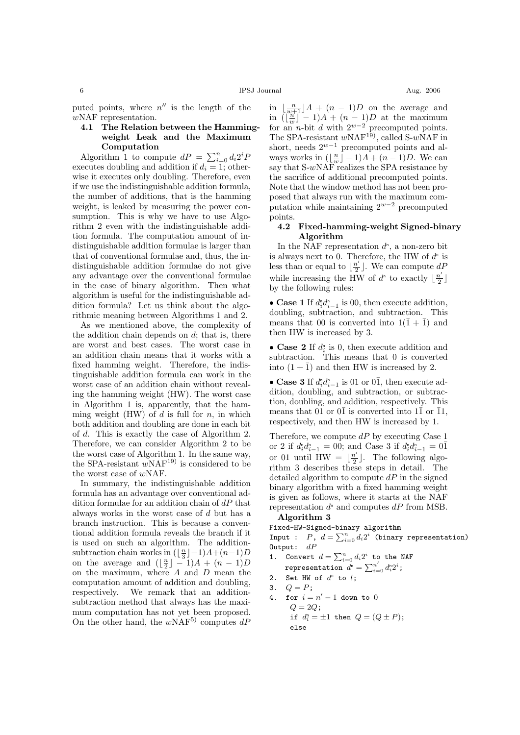puted points, where $n''$ is the length of the $w$NAF representation.

### 4.1 The Relation between the Hamming-weight Leak and the Maximum Computation

Algorithm 1 to compute $dP = \sum_{i=0}^{n} d_i 2^i P$ executes doubling and addition if $d_i = 1$; otherwise it executes only doubling. Therefore, even if we use the indistinguishable addition formula, the number of additions, that is the hamming weight, is leaked by measuring the power consumption. This is why we have to use Algorithm 2 even with the indistinguishable addition formula. The computation amount of indistinguishable addition formulae is larger than that of conventional formulae and, thus, the indistinguishable addition formulae do not give any advantage over the conventional formulae in the case of binary algorithm. Then what algorithm is useful for the indistinguishable addition formula? Let us think about the algorithmic meaning between Algorithms 1 and 2.

As we mentioned above, the complexity of the addition chain depends on $d$; that is, there are worst and best cases. The worst case in an addition chain means that it works with a fixed hamming weight. Therefore, the indistinguishable addition formula can work in the worst case of an addition chain without revealing the hamming weight (HW). The worst case in Algorithm 1 is, apparently, that the hamming weight (HW) of $d$ is full for $n$, in which both addition and doubling are done in each bit of $d$. This is exactly the case of Algorithm 2. Therefore, we can consider Algorithm 2 to be the worst case of Algorithm 1. In the same way, the SPA-resistant $w$NAF[19] is considered to be the worst case of $w$NAF.

In summary, the indistinguishable addition formula has an advantage over conventional addition formulae for an addition chain of $dP$ that always works in the worst case of $d$ but has a branch instruction. This is because a conventional addition formula reveals the branch if it is used on such an algorithm. The addition-subtraction chain works in $(\lfloor \frac{n}{3} \rfloor - 1)A + (n-1)D$ on the average and $(\lfloor \frac{n}{2} \rfloor - 1)A + (n-1)D$ on the maximum, where $A$ and $D$ mean the computation amount of addition and doubling, respectively. We remark that an addition-subtraction method that always has the maximum computation has not yet been proposed. On the other hand, the $w$NAF[5] computes $dP$ in $\lfloor \frac{n}{w+1} \rfloor A + (n-1)D$ on the average and in $(\lfloor \frac{n}{w} \rfloor - 1)A + (n-1)D$ at the maximum for an $n$-bit $d$ with $2^{w-2}$ precomputed points. The SPA-resistant $w$NAF[19], called S-$w$NAF in short, needs $2^{w-1}$ precomputed points and always works in $(\lfloor \frac{n}{w} \rfloor - 1)A + (n-1)D$. We can say that S-$w$NAF realizes the SPA resistance by the sacrifice of additional precomputed points. Note that the window method has not been proposed that always run with the maximum computation while maintaining $2^{w-2}$ precomputed points.

### 4.2 Fixed-hamming-weight Signed-binary Algorithm

In the NAF representation $d^{\mathrm{n}}$, a non-zero bit is always next to 0. Therefore, the HW of $d^{\mathrm{n}}$ is less than or equal to $\lfloor \frac{n'}{2} \rfloor$. We can compute $dP$ while increasing the HW of $d^{\mathrm{n}}$ to exactly $\lfloor \frac{n'}{2} \rfloor$ by the following rules:

- **Case 1** If $d^{\mathrm{n}}_i d^{\mathrm{n}}_{i-1}$ is 00, then execute addition, doubling, subtraction, and subtraction. This means that 00 is converted into $1(\bar{1} + \bar{1})$ and then HW is increased by 3.
- **Case 2** If $d^{\mathrm{n}}_i$ is 0, then execute addition and subtraction. This means that 0 is converted into $(1 + \bar{1})$ and then HW is increased by 2.
- **Case 3** If $d^{\mathrm{n}}_i d^{\mathrm{n}}_{i-1}$ is 01 or $0\bar{1}$, then execute addition, doubling, and subtraction, or subtraction, doubling, and addition, respectively. This means that 01 or $0\bar{1}$ is converted into $1\bar{1}$ or $\bar{1}1$, respectively, and then HW is increased by 1.

Therefore, we compute $dP$ by executing Case 1 or 2 if $d^{\mathrm{n}}_i d^{\mathrm{n}}_{i-1} = 00$; and Case 3 if $d^{\mathrm{n}}_i d^{\mathrm{n}}_{i-1} = 0\bar{1}$ or 01 until HW $= \lfloor \frac{n'}{2} \rfloor$. The following algorithm 3 describes these steps in detail. The detailed algorithm to compute $dP$ in the signed binary algorithm with a fixed hamming weight is given as follows, where it starts at the NAF representation $d^{\mathrm{n}}$ and computes $dP$ from MSB.

**Algorithm 3**

```
Fixed-HW-Signed-binary algorithm
Input :  P, d = Σ_{i=0}^{n} d_i 2^i (binary representation)
Output:  dP
1.  Convert d = Σ_{i=0}^{n} d_i 2^i to the NAF
    representation d^n = Σ_{i=0}^{n'} d^n_i 2^i;
2.  Set HW of d^n to l;
3.  Q = P;
4.  for i = n' − 1 down to 0
      Q = 2Q;
      if d^n_i = ±1 then Q = (Q ± P);
      else
```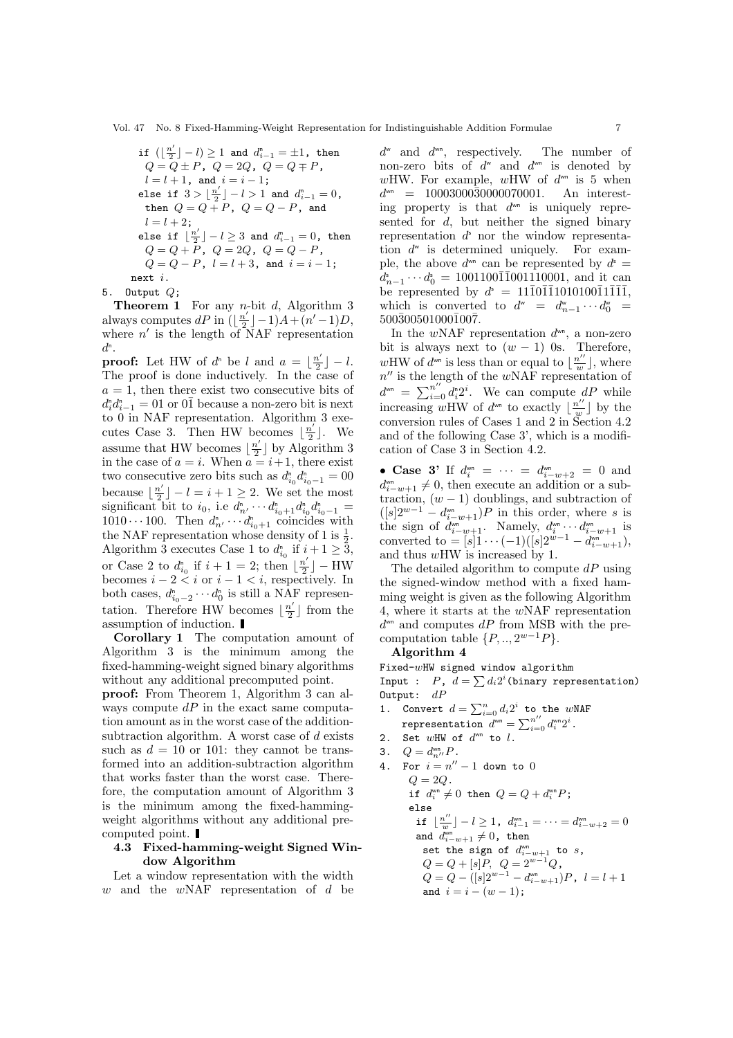```
if (⌊n'/2⌋ − l) ≥ 1 and d^n_{i−1} = ±1, then
  Q = Q ± P, Q = 2Q, Q = Q ∓ P,
  l = l + 1, and i = i − 1;
else if 3 > ⌊n'/2⌋ − l > 1 and d^n_{i−1} = 0,
  then Q = Q + P, Q = Q − P, and
  l = l + 2;
else if ⌊n'/2⌋ − l ≥ 3 and d^n_{i−1} = 0, then
  Q = Q + P, Q = 2Q, Q = Q − P,
  Q = Q − P, l = l + 3, and i = i − 1;
next i.
5. Output Q;
```

**Theorem 1** For any $n$-bit $d$, Algorithm 3 always computes $dP$ in $(\lfloor \frac{n'}{2} \rfloor - 1)A + (n'-1)D$, where $n'$ is the length of NAF representation $d^{\mathrm{n}}$.

**proof:** Let HW of $d^{\mathrm{n}}$ be $l$ and $a = \lfloor \frac{n'}{2} \rfloor - l$. The proof is done inductively. In the case of $a = 1$, then there exist two consecutive bits of $d^{\mathrm{n}}_i d^{\mathrm{n}}_{i-1} = 01$ or $0\bar{1}$ because a non-zero bit is next to 0 in NAF representation. Algorithm 3 executes Case 3. Then HW becomes $\lfloor \frac{n'}{2} \rfloor$. We assume that HW becomes $\lfloor \frac{n'}{2} \rfloor$ by Algorithm 3 in the case of $a = i$. When $a = i+1$, there exist two consecutive zero bits such as $d^{\mathrm{n}}_{i_0} d^{\mathrm{n}}_{i_0-1} = 00$ because $\lfloor \frac{n'}{2} \rfloor - l = i + 1 \geq 2$. We set the most significant bit to $i_0$, i.e $d^{\mathrm{n}}_{n'} \cdots d^{\mathrm{n}}_{i_0+1} d^{\mathrm{n}}_{i_0} d^{\mathrm{n}}_{i_0-1} = 1010 \cdots 100$. Then $d^{\mathrm{n}}_{n'} \cdots d^{\mathrm{n}}_{i_0+1}$ coincides with the NAF representation whose density of 1 is $\frac{1}{2}$. Algorithm 3 executes Case 1 to $d^{\mathrm{n}}_{i_0}$ if $i+1 \geq 3$, or Case 2 to $d^{\mathrm{n}}_{i_0}$ if $i+1 = 2$; then $\lfloor \frac{n'}{2} \rfloor -$ HW becomes $i - 2 < i$ or $i - 1 < i$, respectively. In both cases, $d^{\mathrm{n}}_{i_0-2} \cdots d^{\mathrm{n}}_0$ is still a NAF representation. Therefore HW becomes $\lfloor \frac{n'}{2} \rfloor$ from the assumption of induction. ∎

**Corollary 1** The computation amount of Algorithm 3 is the minimum among the fixed-hamming-weight signed binary algorithms without any additional precomputed point.

**proof:** From Theorem 1, Algorithm 3 can always compute $dP$ in the exact same computation amount as in the worst case of the addition-subtraction algorithm. A worst case of $d$ exists such as $d = 10$ or $101$: they cannot be transformed into an addition-subtraction algorithm that works faster than the worst case. Therefore, the computation amount of Algorithm 3 is the minimum among the fixed-hamming-weight algorithms without any additional precomputed point. ∎

### 4.3 Fixed-hamming-weight Signed Window Algorithm

Let a window representation with the width $w$ and the $w$NAF representation of $d$ be $d^{\mathrm{w}}$ and $d^{\mathrm{wn}}$, respectively. The number of non-zero bits of $d^{\mathrm{w}}$ and $d^{\mathrm{wn}}$ is denoted by $w$HW. For example, $w$HW of $d^{\mathrm{wn}}$ is 5 when $d^{\mathrm{wn}} = 1000300\bar{0}30000070001$. An interesting property is that $d^{\mathrm{wn}}$ is uniquely represented for $d$, but neither the signed binary representation $d^{\mathrm{s}}$ nor the window representation $d^{\mathrm{w}}$ is determined uniquely. For example, the above $d^{\mathrm{wn}}$ can be represented by $d^{\mathrm{s}} = d^{\mathrm{s}}_{n-1} \cdots d^{\mathrm{s}}_0 = 1001100\bar{1}\bar{1}001110001$, and it can be represented by $d^{\mathrm{s}} = 11\bar{1}01\bar{1}\bar{1}1010100\bar{1}1\bar{1}\bar{1}\bar{1}$, which is converted to $d^{\mathrm{w}} = d^{\mathrm{w}}_{n-1} \cdots d^{\mathrm{w}}_0 = 500\bar{3}005010001\bar{0}0\bar{7}$.

In the $w$NAF representation $d^{\mathrm{wn}}$, a non-zero bit is always next to $(w-1)$ 0s. Therefore, $w$HW of $d^{\mathrm{wn}}$ is less than or equal to $\lfloor \frac{n''}{w} \rfloor$, where $n''$ is the length of the $w$NAF representation of $d^{\mathrm{wn}} = \sum_{i=0}^{n''} d^{\mathrm{wn}}_i 2^i$. We can compute $dP$ while increasing $w$HW of $d^{\mathrm{wn}}$ to exactly $\lfloor \frac{n''}{w} \rfloor$ by the conversion rules of Cases 1 and 2 in Section 4.2 and of the following Case 3', which is a modification of Case 3 in Section 4.2.

- **Case 3'** If $d^{\mathrm{wn}}_i = \cdots = d^{\mathrm{wn}}_{i-w+2} = 0$ and $d^{\mathrm{wn}}_{i-w+1} \neq 0$, then execute an addition or a subtraction, $(w-1)$ doublings, and subtraction of $([s]2^{w-1} - d^{\mathrm{wn}}_{i-w+1})P$ in this order, where $s$ is the sign of $d^{\mathrm{wn}}_{i-w+1}$. Namely, $d^{\mathrm{wn}}_i \cdots d^{\mathrm{wn}}_{i-w+1}$ is converted to $= [s]1 \cdots (-1)([s]2^{w-1} - d^{\mathrm{wn}}_{i-w+1})$, and thus $w$HW is increased by 1.

The detailed algorithm to compute $dP$ using the signed-window method with a fixed hamming weight is given as the following Algorithm 4, where it starts at the $w$NAF representation $d^{\mathrm{wn}}$ and computes $dP$ from MSB with the precomputation table $\{P, .., 2^{w-1}P\}$.

**Algorithm 4**

```
Fixed-wHW signed window algorithm
Input :  P, d = Σ d_i 2^i (binary representation)
Output:  dP
1. Convert d = Σ_{i=0}^{n} d_i 2^i to the wNAF
   representation d^wn = Σ_{i=0}^{n''} d^wn_i 2^i.
2. Set wHW of d^wn to l.
3. Q = d^wn_{n''} P.
4. For i = n'' − 1 down to 0
     Q = 2Q.
     if d^wn_i ≠ 0 then Q = Q + d^wn_i P;
     else
       if ⌊n''/w⌋ − l ≥ 1, d^wn_{i−1} = ··· = d^wn_{i−w+2} = 0
       and d^wn_{i−w+1} ≠ 0, then
         set the sign of d^wn_{i−w+1} to s,
         Q = Q + [s]P, Q = 2^{w−1}Q,
         Q = Q − ([s]2^{w−1} − d^wn_{i−w+1})P, l = l + 1
         and i = i − (w − 1);
```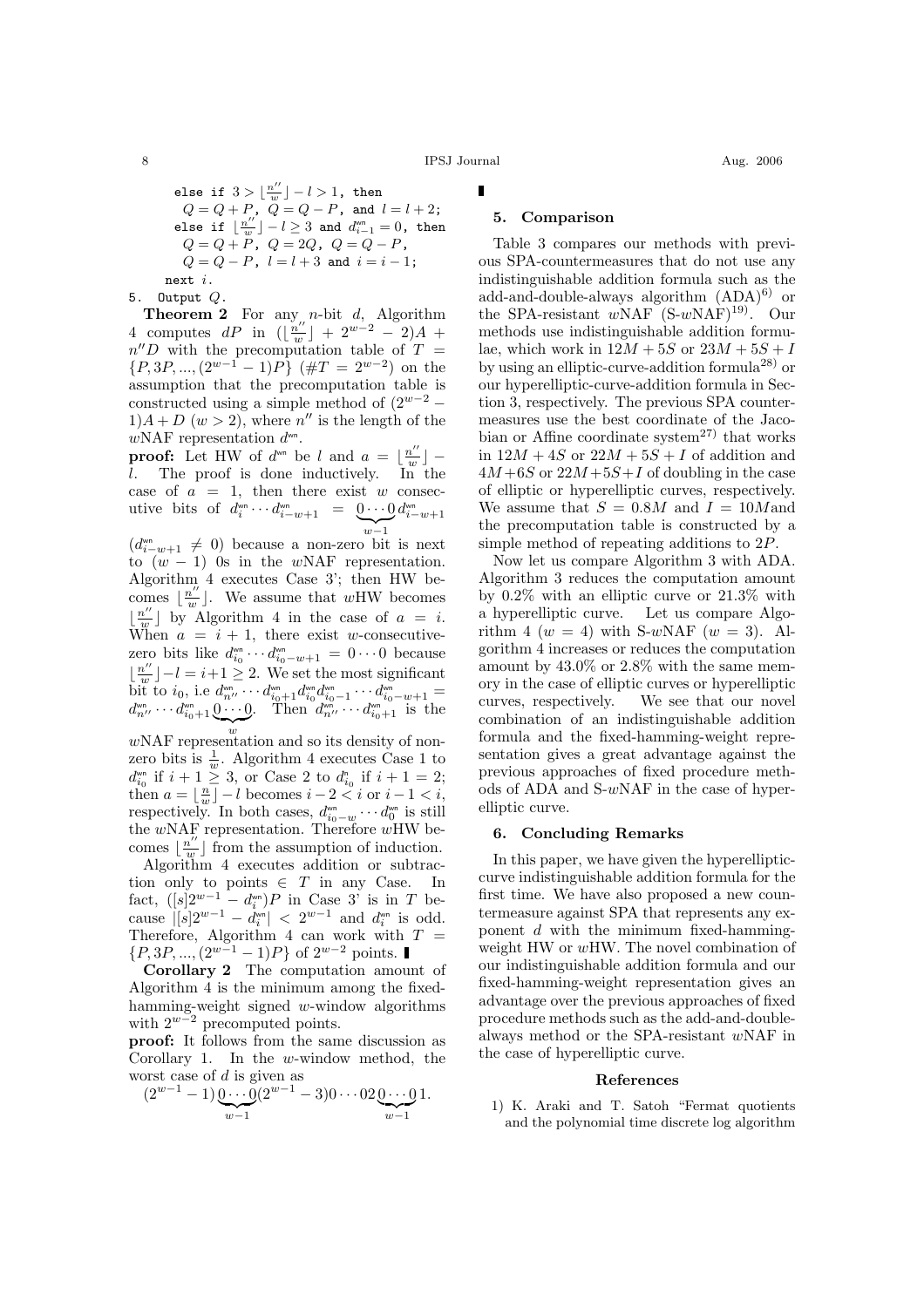```
    else if 3 > ⌊n''/w⌋ - l > 1, then
      Q = Q + P, Q = Q - P, and l = l + 2;
    else if ⌊n''/w⌋ - l ≥ 3 and d^wn_{i-1} = 0, then
      Q = Q + P, Q = 2Q, Q = Q - P,
      Q = Q - P, l = l + 3 and i = i - 1;
  next i.
5. Output Q.
```

**Theorem 2** For any $n$-bit $d$, Algorithm 4 computes $dP$ in $(\lfloor \frac{n''}{w} \rfloor + 2^{w-2} - 2)A + n''D$ with the precomputation table of $T = \{P, 3P, ..., (2^{w-1}-1)P\}$ ($\#T = 2^{w-2}$) on the assumption that the precomputation table is constructed using a simple method of $(2^{w-2}-1)A + D$ ($w > 2$), where $n''$ is the length of the $w$NAF representation $d^{wn}$.

**proof:** Let HW of $d^{wn}$ be $l$ and $a = \lfloor \frac{n''}{w} \rfloor - l$. The proof is done inductively. In the case of $a = 1$, then there exist $w$ consecutive bits of $d^{wn}_i \cdots d^{wn}_{i-w+1} = \underbrace{0 \cdots 0}_{w-1} d^{wn}_{i-w+1}$ ($d^{wn}_{i-w+1} \neq 0$) because a non-zero bit is next to $(w-1)$ 0s in the $w$NAF representation. Algorithm 4 executes Case 3'; then HW becomes $\lfloor \frac{n''}{w} \rfloor$. We assume that $w$HW becomes $\lfloor \frac{n''}{w} \rfloor$ by Algorithm 4 in the case of $a = i$. When $a = i+1$, there exist $w$-consecutive-zero bits like $d^{wn}_{i_0} \cdots d^{wn}_{i_0-w+1} = 0 \cdots 0$ because $\lfloor \frac{n''}{w} \rfloor - l = i+1 \geq 2$. We set the most significant bit to $i_0$, i.e $d^{wn}_{n''} \cdots d^{wn}_{i_0+1} d^{wn}_{i_0} d^{wn}_{i_0-1} \cdots d^{wn}_{i_0-w+1} = d^{wn}_{n''} \cdots d^{wn}_{i_0+1} \underbrace{0 \cdots 0}_{w}$. Then $d^{wn}_{n''} \cdots d^{wn}_{i_0+1}$ is the $w$NAF representation and so its density of nonzero bits is $\frac{1}{w}$. Algorithm 4 executes Case 1 to $d^{wn}_{i_0}$ if $i+1 \geq 3$, or Case 2 to $d^{n}_{i_0}$ if $i+1 = 2$; then $a = \lfloor \frac{n}{w} \rfloor - l$ becomes $i - 2 < i$ or $i - 1 < i$, respectively. In both cases, $d^{wn}_{i_0-w} \cdots d^{wn}_0$ is still the $w$NAF representation. Therefore $w$HW becomes $\lfloor \frac{n''}{w} \rfloor$ from the assumption of induction.

Algorithm 4 executes addition or subtraction only to points $\in T$ in any Case. In fact, $([s]2^{w-1} - d^{wn}_i)P$ in Case 3' is in $T$ because $|[s]2^{w-1} - d^{wn}_i| < 2^{w-1}$ and $d^{wn}_i$ is odd. Therefore, Algorithm 4 can work with $T = \{P, 3P, ..., (2^{w-1}-1)P\}$ of $2^{w-2}$ points. ∎

**Corollary 2** The computation amount of Algorithm 4 is the minimum among the fixed-hamming-weight signed $w$-window algorithms with $2^{w-2}$ precomputed points.

**proof:** It follows from the same discussion as Corollary 1. In the $w$-window method, the worst case of $d$ is given as

$$(2^{w-1}-1)\underbrace{0 \cdots 0}_{w-1}(2^{w-1}-3)0 \cdots 02\underbrace{0 \cdots 0}_{w-1}1.$$

∎

## 5. Comparison

Table 3 compares our methods with previous SPA-countermeasures that do not use any indistinguishable addition formula such as the add-and-double-always algorithm (ADA)[6] or the SPA-resistant $w$NAF (S-$w$NAF)[19]. Our methods use indistinguishable addition formulae, which work in $12M + 5S$ or $23M + 5S + I$ by using an elliptic-curve-addition formula[28] or our hyperelliptic-curve-addition formula in Section 3, respectively. The previous SPA countermeasures use the best coordinate of the Jacobian or Affine coordinate system[27] that works in $12M + 4S$ or $22M + 5S + I$ of addition and $4M + 6S$ or $22M + 5S + I$ of doubling in the case of elliptic or hyperelliptic curves, respectively. We assume that $S = 0.8M$ and $I = 10M$and the precomputation table is constructed by a simple method of repeating additions to $2P$.

Now let us compare Algorithm 3 with ADA. Algorithm 3 reduces the computation amount by 0.2% with an elliptic curve or 21.3% with a hyperelliptic curve. Let us compare Algorithm 4 ($w = 4$) with S-$w$NAF ($w = 3$). Algorithm 4 increases or reduces the computation amount by 43.0% or 2.8% with the same memory in the case of elliptic curves or hyperelliptic curves, respectively. We see that our novel combination of an indistinguishable addition formula and the fixed-hamming-weight representation gives a great advantage against the previous approaches of fixed procedure methods of ADA and S-$w$NAF in the case of hyperelliptic curve.

## 6. Concluding Remarks

In this paper, we have given the hyperelliptic-curve indistinguishable addition formula for the first time. We have also proposed a new countermeasure against SPA that represents any exponent $d$ with the minimum fixed-hamming-weight HW or $w$HW. The novel combination of our indistinguishable addition formula and our fixed-hamming-weight representation gives an advantage over the previous approaches of fixed procedure methods such as the add-and-double-always method or the SPA-resistant $w$NAF in the case of hyperelliptic curve.

## References

1) K. Araki and T. Satoh "Fermat quotients and the polynomial time discrete log algorithm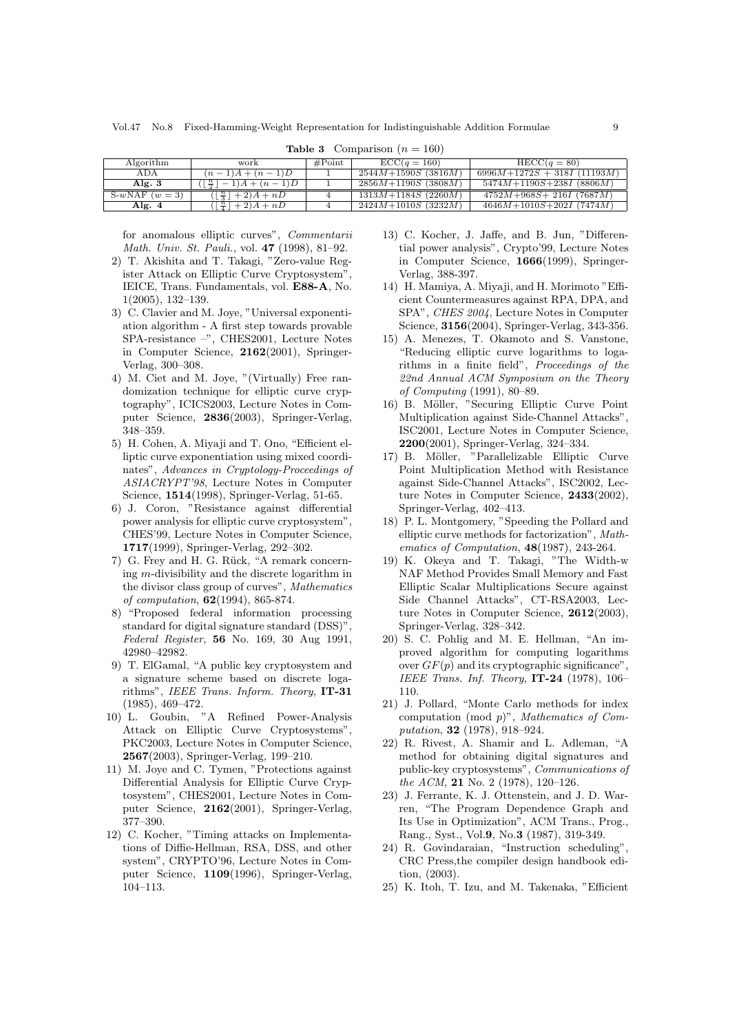**Table 3** Comparison ($n = 160$)

| Algorithm | work | #Point | ECC($q = 160$) | HECC($q = 80$) |
|---|---|---|---|---|
| ADA | $(n-1)A + (n-1)D$ | 1 | $2544M$+$1590S$ ($3816M$) | $6996M$+$1272S$ + $318I$ ($11193M$) |
| **Alg. 3** | $(\lceil \frac{n}{2} \rceil - 1)A + (n-1)D$ | 1 | $2856M$+$1190S$ ($3808M$) | $5474M$+$1190S$+$238I$ ($8806M$) |
| S-$w$NAF ($w = 3$) | $(\lceil \frac{n}{3} \rceil + 2)A + nD$ | 4 | $1313M$+$1184S$ ($2260M$) | $4752M$+$968S$+ $216I$ ($7687M$) |
| **Alg. 4** | $(\lceil \frac{n}{4} \rceil + 2)A + nD$ | 4 | $2424M$+$1010S$ ($3232M$) | $4646M$+$1010S$+$202I$ ($7474M$) |

for anomalous elliptic curves", *Commentarii Math. Univ. St. Pauli.*, vol. **47** (1998), 81–92.

2) T. Akishita and T. Takagi, "Zero-value Register Attack on Elliptic Curve Cryptosystem", IEICE, Trans. Fundamentals, vol. **E88-A**, No. 1(2005), 132–139.
3) C. Clavier and M. Joye, "Universal exponentiation algorithm - A first step towards provable SPA-resistance –", CHES2001, Lecture Notes in Computer Science, **2162**(2001), Springer-Verlag, 300–308.
4) M. Ciet and M. Joye, "(Virtually) Free randomization technique for elliptic curve cryptography", ICICS2003, Lecture Notes in Computer Science, **2836**(2003), Springer-Verlag, 348–359.
5) H. Cohen, A. Miyaji and T. Ono, "Efficient elliptic curve exponentiation using mixed coordinates", *Advances in Cryptology-Proceedings of ASIACRYPT'98*, Lecture Notes in Computer Science, **1514**(1998), Springer-Verlag, 51-65.
6) J. Coron, "Resistance against differential power analysis for elliptic curve cryptosystem", CHES'99, Lecture Notes in Computer Science, **1717**(1999), Springer-Verlag, 292–302.
7) G. Frey and H. G. Rück, "A remark concerning $m$-divisibility and the discrete logarithm in the divisor class group of curves", *Mathematics of computation*, **62**(1994), 865-874.
8) "Proposed federal information processing standard for digital signature standard (DSS)", *Federal Register*, **56** No. 169, 30 Aug 1991, 42980–42982.
9) T. ElGamal, "A public key cryptosystem and a signature scheme based on discrete logarithms", *IEEE Trans. Inform. Theory*, **IT-31** (1985), 469–472.
10) L. Goubin, "A Refined Power-Analysis Attack on Elliptic Curve Cryptosystems", PKC2003, Lecture Notes in Computer Science, **2567**(2003), Springer-Verlag, 199–210.
11) M. Joye and C. Tymen, "Protections against Differential Analysis for Elliptic Curve Cryptosystem", CHES2001, Lecture Notes in Computer Science, **2162**(2001), Springer-Verlag, 377–390.
12) C. Kocher, "Timing attacks on Implementations of Diffie-Hellman, RSA, DSS, and other system", CRYPTO'96, Lecture Notes in Computer Science, **1109**(1996), Springer-Verlag, 104–113.
13) C. Kocher, J. Jaffe, and B. Jun, "Differential power analysis", Crypto'99, Lecture Notes in Computer Science, **1666**(1999), Springer-Verlag, 388-397.
14) H. Mamiya, A. Miyaji, and H. Morimoto "Efficient Countermeasures against RPA, DPA, and SPA", *CHES 2004*, Lecture Notes in Computer Science, **3156**(2004), Springer-Verlag, 343-356.
15) A. Menezes, T. Okamoto and S. Vanstone, "Reducing elliptic curve logarithms to logarithms in a finite field", *Proceedings of the 22nd Annual ACM Symposium on the Theory of Computing* (1991), 80–89.
16) B. Möller, "Securing Elliptic Curve Point Multiplication against Side-Channel Attacks", ISC2001, Lecture Notes in Computer Science, **2200**(2001), Springer-Verlag, 324–334.
17) B. Möller, "Parallelizable Elliptic Curve Point Multiplication Method with Resistance against Side-Channel Attacks", ISC2002, Lecture Notes in Computer Science, **2433**(2002), Springer-Verlag, 402–413.
18) P. L. Montgomery, "Speeding the Pollard and elliptic curve methods for factorization", *Mathematics of Computation*, **48**(1987), 243-264.
19) K. Okeya and T. Takagi, "The Width-w NAF Method Provides Small Memory and Fast Elliptic Scalar Multiplications Secure against Side Channel Attacks", CT-RSA2003, Lecture Notes in Computer Science, **2612**(2003), Springer-Verlag, 328–342.
20) S. C. Pohlig and M. E. Hellman, "An improved algorithm for computing logarithms over $GF(p)$ and its cryptographic significance", *IEEE Trans. Inf. Theory*, **IT-24** (1978), 106–110.
21) J. Pollard, "Monte Carlo methods for index computation (mod $p$)", *Mathematics of Computation*, **32** (1978), 918–924.
22) R. Rivest, A. Shamir and L. Adleman, "A method for obtaining digital signatures and public-key cryptosystems", *Communications of the ACM*, **21** No. 2 (1978), 120–126.
23) J. Ferrante, K. J. Ottenstein, and J. D. Warren, "The Program Dependence Graph and Its Use in Optimization", ACM Trans., Prog., Rang., Syst., Vol.**9**, No.**3** (1987), 319-349.
24) R. Govindaraian, "Instruction scheduling", CRC Press,the compiler design handbook edition, (2003).
25) K. Itoh, T. Izu, and M. Takenaka, "Efficient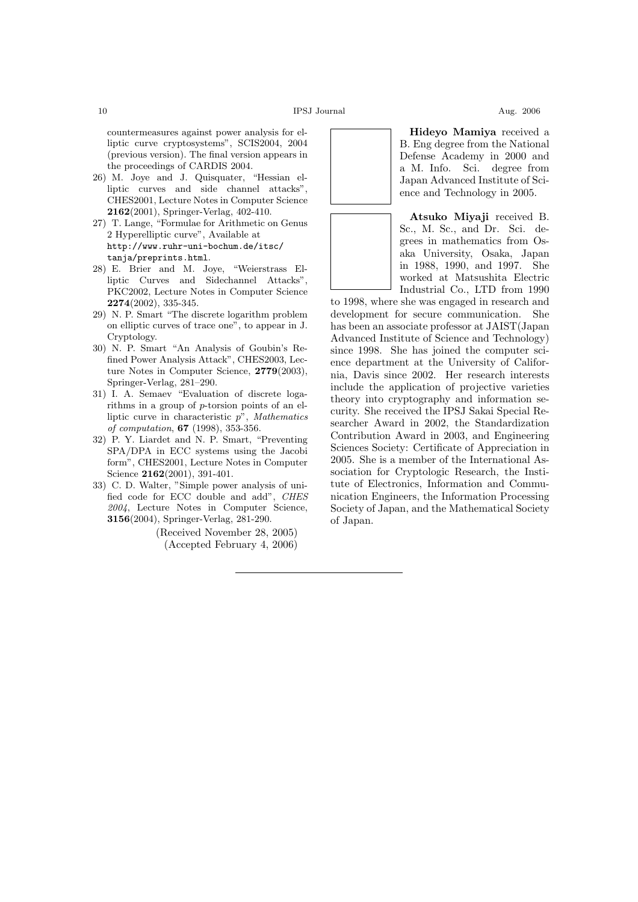countermeasures against power analysis for elliptic curve cryptosystems", SCIS2004, 2004 (previous version). The final version appears in the proceedings of CARDIS 2004.

26) M. Joye and J. Quisquater, "Hessian elliptic curves and side channel attacks", CHES2001, Lecture Notes in Computer Science **2162**(2001), Springer-Verlag, 402-410.

27) T. Lange, "Formulae for Arithmetic on Genus 2 Hyperelliptic curve", Available at `http://www.ruhr-uni-bochum.de/itsc/tanja/preprints.html`.

28) E. Brier and M. Joye, "Weierstrass Elliptic Curves and Sidechannel Attacks", PKC2002, Lecture Notes in Computer Science **2274**(2002), 335-345.

29) N. P. Smart "The discrete logarithm problem on elliptic curves of trace one", to appear in J. Cryptology.

30) N. P. Smart "An Analysis of Goubin's Refined Power Analysis Attack", CHES2003, Lecture Notes in Computer Science, **2779**(2003), Springer-Verlag, 281–290.

31) I. A. Semaev "Evaluation of discrete logarithms in a group of $p$-torsion points of an elliptic curve in characteristic $p$", *Mathematics of computation*, **67** (1998), 353-356.

32) P. Y. Liardet and N. P. Smart, "Preventing SPA/DPA in ECC systems using the Jacobi form", CHES2001, Lecture Notes in Computer Science **2162**(2001), 391-401.

33) C. D. Walter, "Simple power analysis of unified code for ECC double and add", *CHES 2004*, Lecture Notes in Computer Science, **3156**(2004), Springer-Verlag, 281-290.

(Received November 28, 2005)
(Accepted February 4, 2006)

**Hideyo Mamiya** received a B. Eng degree from the National Defense Academy in 2000 and a M. Info. Sci. degree from Japan Advanced Institute of Science and Technology in 2005.

**Atsuko Miyaji** received B. Sc., M. Sc., and Dr. Sci. degrees in mathematics from Osaka University, Osaka, Japan in 1988, 1990, and 1997. She worked at Matsushita Electric Industrial Co., LTD from 1990 to 1998, where she was engaged in research and development for secure communication. She has been an associate professor at JAIST(Japan Advanced Institute of Science and Technology) since 1998. She has joined the computer science department at the University of California, Davis since 2002. Her research interests include the application of projective varieties theory into cryptography and information security. She received the IPSJ Sakai Special Researcher Award in 2002, the Standardization Contribution Award in 2003, and Engineering Sciences Society: Certificate of Appreciation in 2005. She is a member of the International Association for Cryptologic Research, the Institute of Electronics, Information and Communication Engineers, the Information Processing Society of Japan, and the Mathematical Society of Japan.